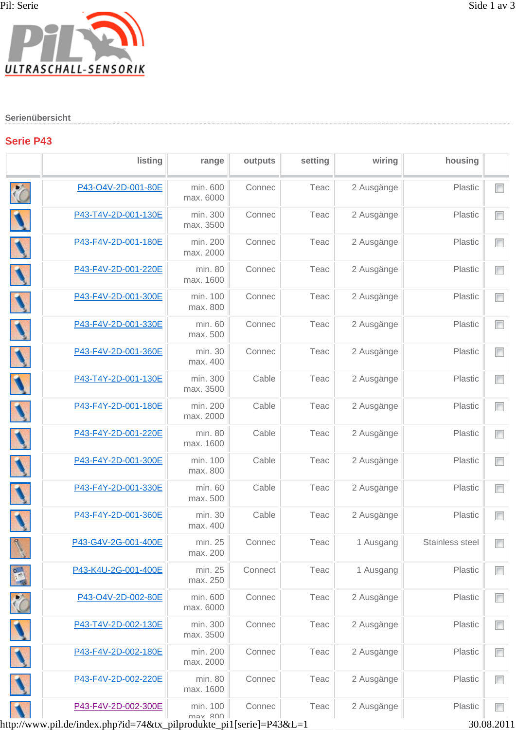ULTRASCHALL-SENSORIK

Serienübersicht

## Serie P43

| | listing | range | outputs | setting | wiring | housing | |
|---|---|---|---|---|---|---|---|
| | P43-O4V-2D-001-80E | min. 600 max. 6000 | Connec | Teac | 2 Ausgänge | Plastic | |
| | P43-T4V-2D-001-130E | min. 300 max. 3500 | Connec | Teac | 2 Ausgänge | Plastic | |
| | P43-F4V-2D-001-180E | min. 200 max. 2000 | Connec | Teac | 2 Ausgänge | Plastic | |
| | P43-F4V-2D-001-220E | min. 80 max. 1600 | Connec | Teac | 2 Ausgänge | Plastic | |
| | P43-F4V-2D-001-300E | min. 100 max. 800 | Connec | Teac | 2 Ausgänge | Plastic | |
| | P43-F4V-2D-001-330E | min. 60 max. 500 | Connec | Teac | 2 Ausgänge | Plastic | |
| | P43-F4V-2D-001-360E | min. 30 max. 400 | Connec | Teac | 2 Ausgänge | Plastic | |
| | P43-T4Y-2D-001-130E | min. 300 max. 3500 | Cable | Teac | 2 Ausgänge | Plastic | |
| | P43-F4Y-2D-001-180E | min. 200 max. 2000 | Cable | Teac | 2 Ausgänge | Plastic | |
| | P43-F4Y-2D-001-220E | min. 80 max. 1600 | Cable | Teac | 2 Ausgänge | Plastic | |
| | P43-F4Y-2D-001-300E | min. 100 max. 800 | Cable | Teac | 2 Ausgänge | Plastic | |
| | P43-F4Y-2D-001-330E | min. 60 max. 500 | Cable | Teac | 2 Ausgänge | Plastic | |
| | P43-F4Y-2D-001-360E | min. 30 max. 400 | Cable | Teac | 2 Ausgänge | Plastic | |
| | P43-G4V-2G-001-400E | min. 25 max. 200 | Connec | Teac | 1 Ausgang | Stainless steel | |
| | P43-K4U-2G-001-400E | min. 25 max. 250 | Connect | Teac | 1 Ausgang | Plastic | |
| | P43-O4V-2D-002-80E | min. 600 max. 6000 | Connec | Teac | 2 Ausgänge | Plastic | |
| | P43-T4V-2D-002-130E | min. 300 max. 3500 | Connec | Teac | 2 Ausgänge | Plastic | |
| | P43-F4V-2D-002-180E | min. 200 max. 2000 | Connec | Teac | 2 Ausgänge | Plastic | |
| | P43-F4V-2D-002-220E | min. 80 max. 1600 | Connec | Teac | 2 Ausgänge | Plastic | |
| | P43-F4V-2D-002-300E | min. 100 max. 800 | Connec | Teac | 2 Ausgänge | Plastic | |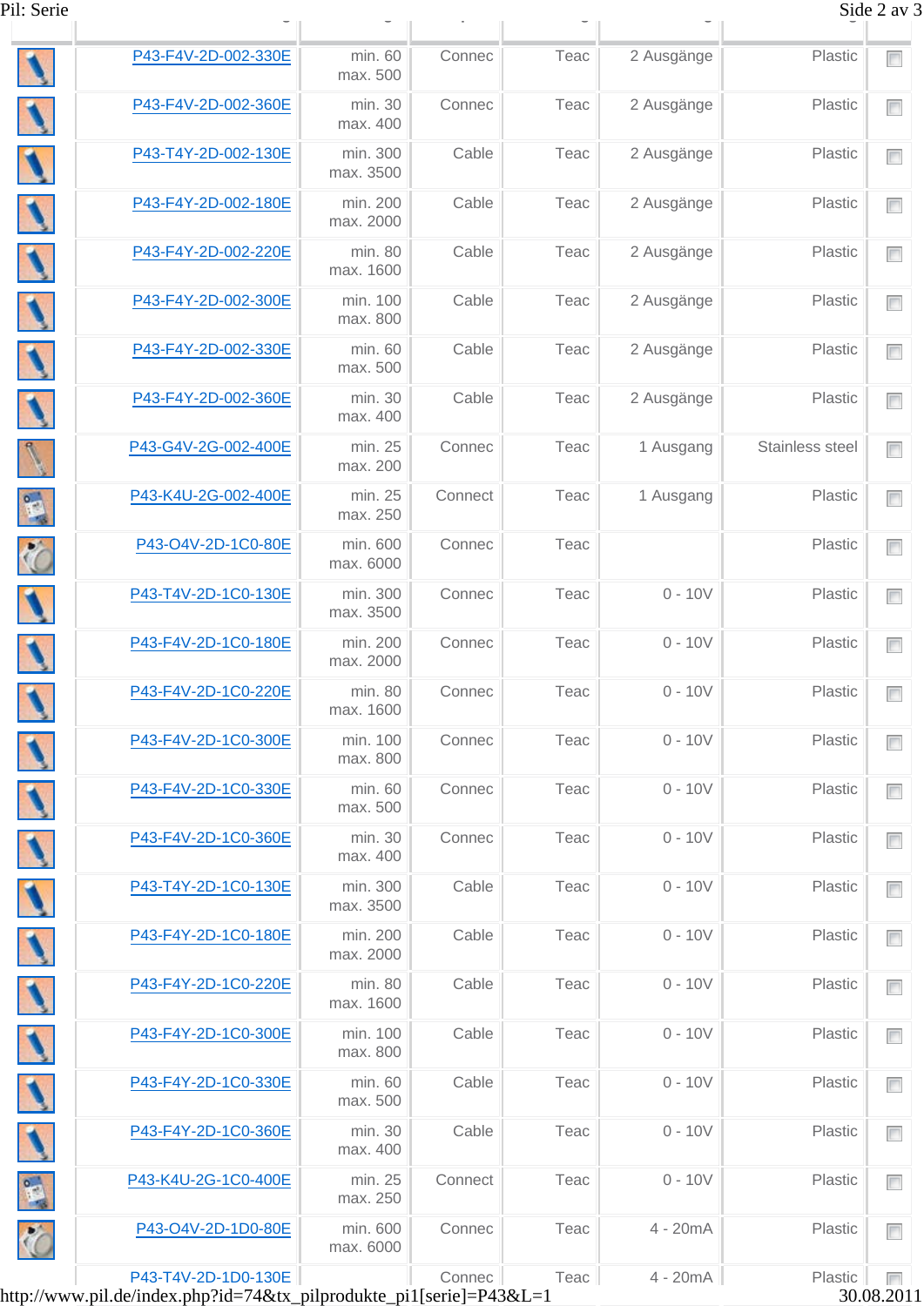| | | | | | | | |
|---|---|---|---|---|---|---|---|
| | P43-F4V-2D-002-330E | min. 60 max. 500 | Connec | Teac | 2 Ausgänge | Plastic | |
| | P43-F4V-2D-002-360E | min. 30 max. 400 | Connec | Teac | 2 Ausgänge | Plastic | |
| | P43-T4Y-2D-002-130E | min. 300 max. 3500 | Cable | Teac | 2 Ausgänge | Plastic | |
| | P43-F4Y-2D-002-180E | min. 200 max. 2000 | Cable | Teac | 2 Ausgänge | Plastic | |
| | P43-F4Y-2D-002-220E | min. 80 max. 1600 | Cable | Teac | 2 Ausgänge | Plastic | |
| | P43-F4Y-2D-002-300E | min. 100 max. 800 | Cable | Teac | 2 Ausgänge | Plastic | |
| | P43-F4Y-2D-002-330E | min. 60 max. 500 | Cable | Teac | 2 Ausgänge | Plastic | |
| | P43-F4Y-2D-002-360E | min. 30 max. 400 | Cable | Teac | 2 Ausgänge | Plastic | |
| | P43-G4V-2G-002-400E | min. 25 max. 200 | Connec | Teac | 1 Ausgang | Stainless steel | |
| | P43-K4U-2G-002-400E | min. 25 max. 250 | Connect | Teac | 1 Ausgang | Plastic | |
| | P43-O4V-2D-1C0-80E | min. 600 max. 6000 | Connec | Teac | | Plastic | |
| | P43-T4V-2D-1C0-130E | min. 300 max. 3500 | Connec | Teac | 0 - 10V | Plastic | |
| | P43-F4V-2D-1C0-180E | min. 200 max. 2000 | Connec | Teac | 0 - 10V | Plastic | |
| | P43-F4V-2D-1C0-220E | min. 80 max. 1600 | Connec | Teac | 0 - 10V | Plastic | |
| | P43-F4V-2D-1C0-300E | min. 100 max. 800 | Connec | Teac | 0 - 10V | Plastic | |
| | P43-F4V-2D-1C0-330E | min. 60 max. 500 | Connec | Teac | 0 - 10V | Plastic | |
| | P43-F4V-2D-1C0-360E | min. 30 max. 400 | Connec | Teac | 0 - 10V | Plastic | |
| | P43-T4Y-2D-1C0-130E | min. 300 max. 3500 | Cable | Teac | 0 - 10V | Plastic | |
| | P43-F4Y-2D-1C0-180E | min. 200 max. 2000 | Cable | Teac | 0 - 10V | Plastic | |
| | P43-F4Y-2D-1C0-220E | min. 80 max. 1600 | Cable | Teac | 0 - 10V | Plastic | |
| | P43-F4Y-2D-1C0-300E | min. 100 max. 800 | Cable | Teac | 0 - 10V | Plastic | |
| | P43-F4Y-2D-1C0-330E | min. 60 max. 500 | Cable | Teac | 0 - 10V | Plastic | |
| | P43-F4Y-2D-1C0-360E | min. 30 max. 400 | Cable | Teac | 0 - 10V | Plastic | |
| | P43-K4U-2G-1C0-400E | min. 25 max. 250 | Connect | Teac | 0 - 10V | Plastic | |
| | P43-O4V-2D-1D0-80E | min. 600 max. 6000 | Connec | Teac | 4 - 20mA | Plastic | |
| | P43-T4V-2D-1D0-130E | | Connec | Teac | 4 - 20mA | Plastic | |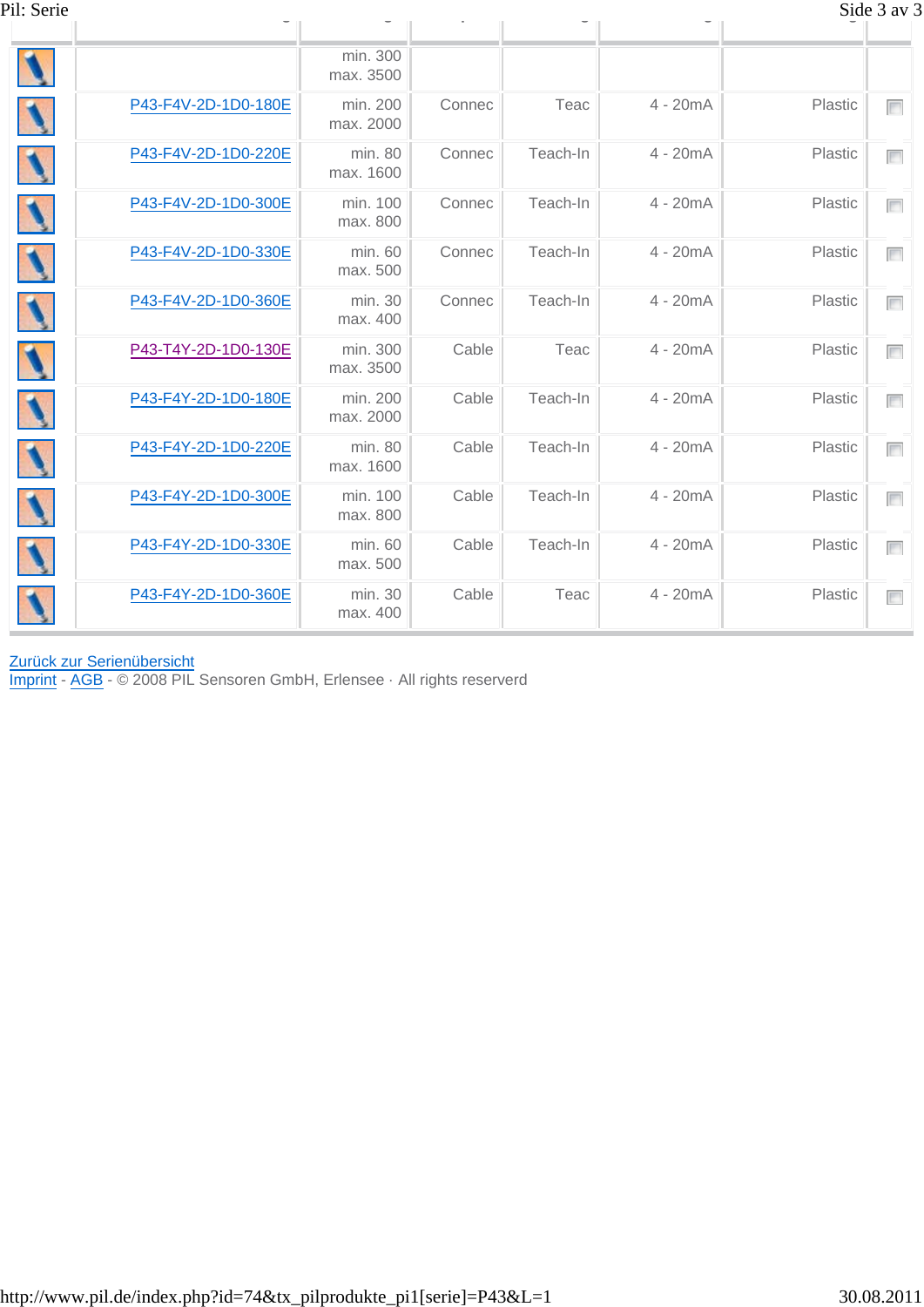| | | | | | | | |
|---|---|---|---|---|---|---|---|
| | | min. 300<br>max. 3500 | | | | | |
| | P43-F4V-2D-1D0-180E | min. 200<br>max. 2000 | Connec | Teac | 4 - 20mA | Plastic | |
| | P43-F4V-2D-1D0-220E | min. 80<br>max. 1600 | Connec | Teach-In | 4 - 20mA | Plastic | |
| | P43-F4V-2D-1D0-300E | min. 100<br>max. 800 | Connec | Teach-In | 4 - 20mA | Plastic | |
| | P43-F4V-2D-1D0-330E | min. 60<br>max. 500 | Connec | Teach-In | 4 - 20mA | Plastic | |
| | P43-F4V-2D-1D0-360E | min. 30<br>max. 400 | Connec | Teach-In | 4 - 20mA | Plastic | |
| | P43-T4Y-2D-1D0-130E | min. 300<br>max. 3500 | Cable | Teac | 4 - 20mA | Plastic | |
| | P43-F4Y-2D-1D0-180E | min. 200<br>max. 2000 | Cable | Teach-In | 4 - 20mA | Plastic | |
| | P43-F4Y-2D-1D0-220E | min. 80<br>max. 1600 | Cable | Teach-In | 4 - 20mA | Plastic | |
| | P43-F4Y-2D-1D0-300E | min. 100<br>max. 800 | Cable | Teach-In | 4 - 20mA | Plastic | |
| | P43-F4Y-2D-1D0-330E | min. 60<br>max. 500 | Cable | Teach-In | 4 - 20mA | Plastic | |
| | P43-F4Y-2D-1D0-360E | min. 30<br>max. 400 | Cable | Teac | 4 - 20mA | Plastic | |

Zurück zur Serienübersicht

Imprint - AGB - © 2008 PIL Sensoren GmbH, Erlensee · All rights reserverd